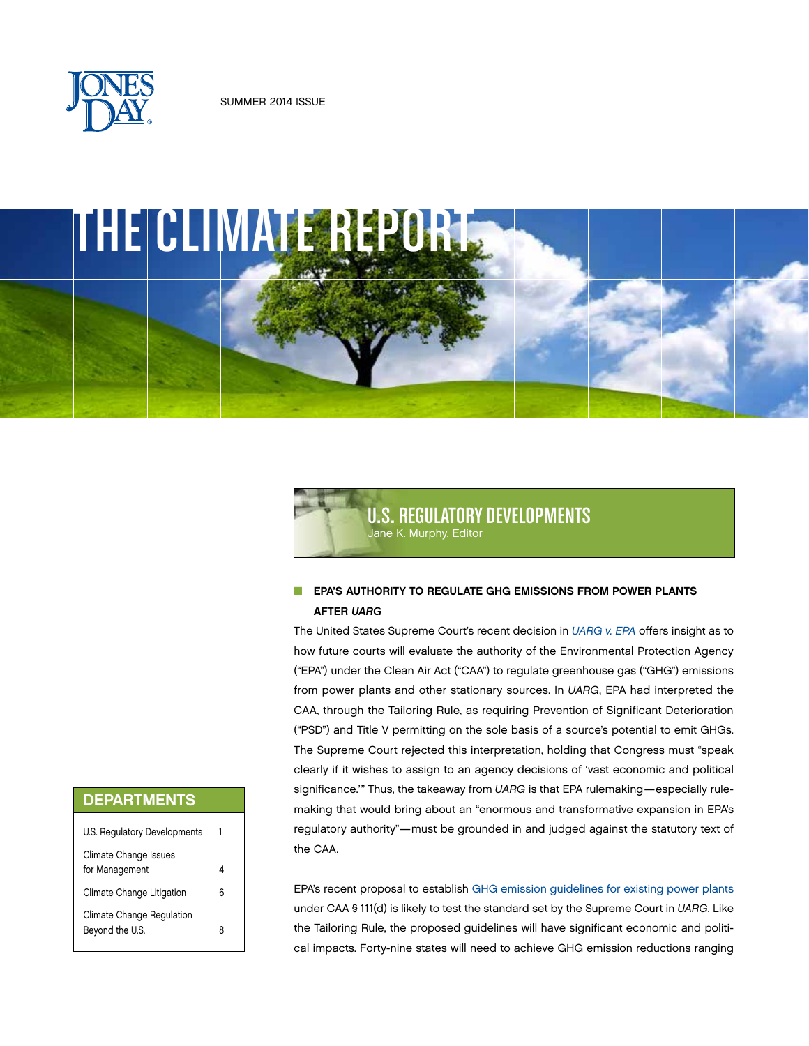SUMMER 2014 ISSUE

# THE CLIMATE REPORT

## DEPARTMENTS

| | |
|---|---|
| U.S. Regulatory Developments | 1 |
| Climate Change Issues for Management | 4 |
| Climate Change Litigation | 6 |
| Climate Change Regulation Beyond the U.S. | 8 |

## U.S. REGULATORY DEVELOPMENTS

Jane K. Murphy, Editor

### EPA'S AUTHORITY TO REGULATE GHG EMISSIONS FROM POWER PLANTS AFTER *UARG*

The United States Supreme Court's recent decision in *UARG v. EPA* offers insight as to how future courts will evaluate the authority of the Environmental Protection Agency ("EPA") under the Clean Air Act ("CAA") to regulate greenhouse gas ("GHG") emissions from power plants and other stationary sources. In *UARG*, EPA had interpreted the CAA, through the Tailoring Rule, as requiring Prevention of Significant Deterioration ("PSD") and Title V permitting on the sole basis of a source's potential to emit GHGs. The Supreme Court rejected this interpretation, holding that Congress must "speak clearly if it wishes to assign to an agency decisions of 'vast economic and political significance.'" Thus, the takeaway from *UARG* is that EPA rulemaking—especially rulemaking that would bring about an "enormous and transformative expansion in EPA's regulatory authority"—must be grounded in and judged against the statutory text of the CAA.

EPA's recent proposal to establish GHG emission guidelines for existing power plants under CAA § 111(d) is likely to test the standard set by the Supreme Court in *UARG*. Like the Tailoring Rule, the proposed guidelines will have significant economic and political impacts. Forty-nine states will need to achieve GHG emission reductions ranging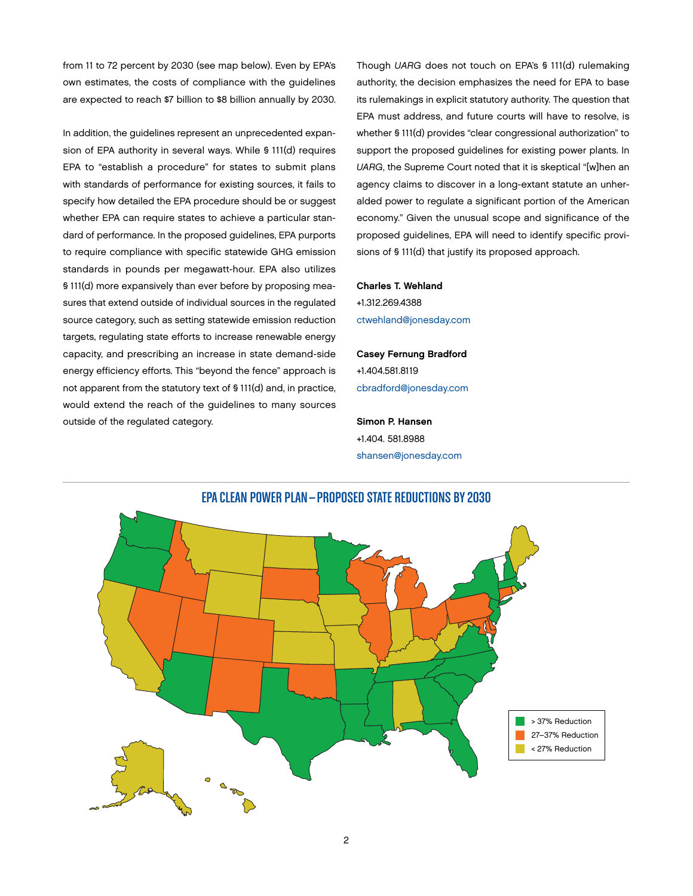from 11 to 72 percent by 2030 (see map below). Even by EPA's own estimates, the costs of compliance with the guidelines are expected to reach $7 billion to $8 billion annually by 2030.

In addition, the guidelines represent an unprecedented expansion of EPA authority in several ways. While § 111(d) requires EPA to "establish a procedure" for states to submit plans with standards of performance for existing sources, it fails to specify how detailed the EPA procedure should be or suggest whether EPA can require states to achieve a particular standard of performance. In the proposed guidelines, EPA purports to require compliance with specific statewide GHG emission standards in pounds per megawatt-hour. EPA also utilizes § 111(d) more expansively than ever before by proposing measures that extend outside of individual sources in the regulated source category, such as setting statewide emission reduction targets, regulating state efforts to increase renewable energy capacity, and prescribing an increase in state demand-side energy efficiency efforts. This "beyond the fence" approach is not apparent from the statutory text of § 111(d) and, in practice, would extend the reach of the guidelines to many sources outside of the regulated category.

Though *UARG* does not touch on EPA's § 111(d) rulemaking authority, the decision emphasizes the need for EPA to base its rulemakings in explicit statutory authority. The question that EPA must address, and future courts will have to resolve, is whether § 111(d) provides "clear congressional authorization" to support the proposed guidelines for existing power plants. In *UARG*, the Supreme Court noted that it is skeptical "[w]hen an agency claims to discover in a long-extant statute an unheralded power to regulate a significant portion of the American economy." Given the unusual scope and significance of the proposed guidelines, EPA will need to identify specific provisions of § 111(d) that justify its proposed approach.

**Charles T. Wehland**
+1.312.269.4388
ctwehland@jonesday.com

**Casey Fernung Bradford**
+1.404.581.8119
cbradford@jonesday.com

**Simon P. Hansen**
+1.404. 581.8988
shansen@jonesday.com

## EPA CLEAN POWER PLAN – PROPOSED STATE REDUCTIONS BY 2030

- > 37% Reduction
- 27–37% Reduction
- < 27% Reduction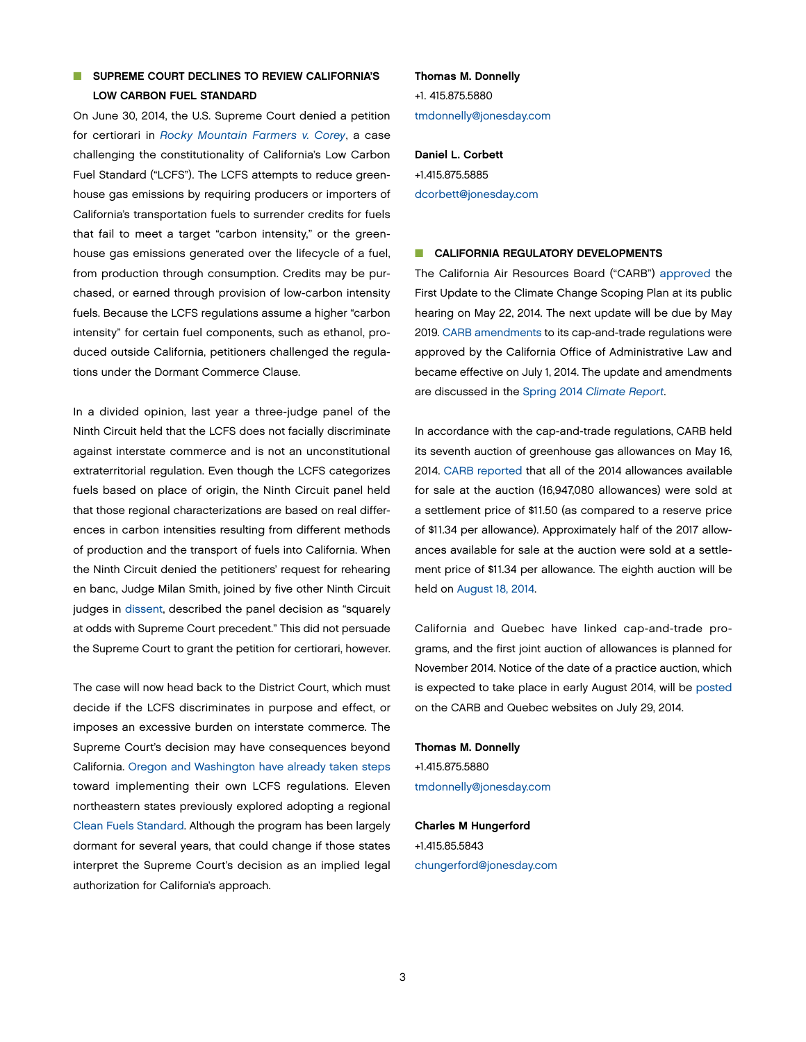## SUPREME COURT DECLINES TO REVIEW CALIFORNIA'S LOW CARBON FUEL STANDARD

On June 30, 2014, the U.S. Supreme Court denied a petition for certiorari in *Rocky Mountain Farmers v. Corey*, a case challenging the constitutionality of California's Low Carbon Fuel Standard ("LCFS"). The LCFS attempts to reduce greenhouse gas emissions by requiring producers or importers of California's transportation fuels to surrender credits for fuels that fail to meet a target "carbon intensity," or the greenhouse gas emissions generated over the lifecycle of a fuel, from production through consumption. Credits may be purchased, or earned through provision of low-carbon intensity fuels. Because the LCFS regulations assume a higher "carbon intensity" for certain fuel components, such as ethanol, produced outside California, petitioners challenged the regulations under the Dormant Commerce Clause.

In a divided opinion, last year a three-judge panel of the Ninth Circuit held that the LCFS does not facially discriminate against interstate commerce and is not an unconstitutional extraterritorial regulation. Even though the LCFS categorizes fuels based on place of origin, the Ninth Circuit panel held that those regional characterizations are based on real differences in carbon intensities resulting from different methods of production and the transport of fuels into California. When the Ninth Circuit denied the petitioners' request for rehearing en banc, Judge Milan Smith, joined by five other Ninth Circuit judges in dissent, described the panel decision as "squarely at odds with Supreme Court precedent." This did not persuade the Supreme Court to grant the petition for certiorari, however.

The case will now head back to the District Court, which must decide if the LCFS discriminates in purpose and effect, or imposes an excessive burden on interstate commerce. The Supreme Court's decision may have consequences beyond California. Oregon and Washington have already taken steps toward implementing their own LCFS regulations. Eleven northeastern states previously explored adopting a regional Clean Fuels Standard. Although the program has been largely dormant for several years, that could change if those states interpret the Supreme Court's decision as an implied legal authorization for California's approach.

**Thomas M. Donnelly**
+1. 415.875.5880
tmdonnelly@jonesday.com

**Daniel L. Corbett**
+1.415.875.5885
dcorbett@jonesday.com

## CALIFORNIA REGULATORY DEVELOPMENTS

The California Air Resources Board ("CARB") approved the First Update to the Climate Change Scoping Plan at its public hearing on May 22, 2014. The next update will be due by May 2019. CARB amendments to its cap-and-trade regulations were approved by the California Office of Administrative Law and became effective on July 1, 2014. The update and amendments are discussed in the Spring 2014 *Climate Report*.

In accordance with the cap-and-trade regulations, CARB held its seventh auction of greenhouse gas allowances on May 16, 2014. CARB reported that all of the 2014 allowances available for sale at the auction (16,947,080 allowances) were sold at a settlement price of $11.50 (as compared to a reserve price of $11.34 per allowance). Approximately half of the 2017 allowances available for sale at the auction were sold at a settlement price of $11.34 per allowance. The eighth auction will be held on August 18, 2014.

California and Quebec have linked cap-and-trade programs, and the first joint auction of allowances is planned for November 2014. Notice of the date of a practice auction, which is expected to take place in early August 2014, will be posted on the CARB and Quebec websites on July 29, 2014.

**Thomas M. Donnelly**
+1.415.875.5880
tmdonnelly@jonesday.com

**Charles M Hungerford**
+1.415.85.5843
chungerford@jonesday.com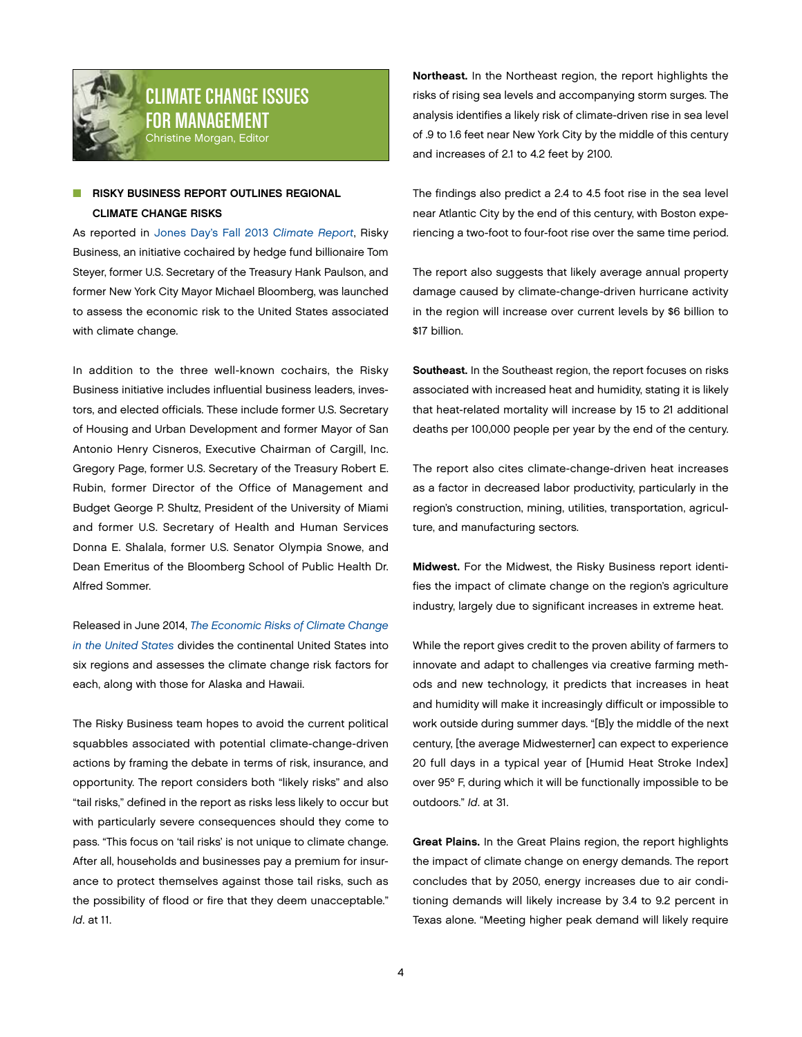# CLIMATE CHANGE ISSUES FOR MANAGEMENT

Christine Morgan, Editor

## RISKY BUSINESS REPORT OUTLINES REGIONAL CLIMATE CHANGE RISKS

As reported in Jones Day's Fall 2013 *Climate Report*, Risky Business, an initiative cochaired by hedge fund billionaire Tom Steyer, former U.S. Secretary of the Treasury Hank Paulson, and former New York City Mayor Michael Bloomberg, was launched to assess the economic risk to the United States associated with climate change.

In addition to the three well-known cochairs, the Risky Business initiative includes influential business leaders, investors, and elected officials. These include former U.S. Secretary of Housing and Urban Development and former Mayor of San Antonio Henry Cisneros, Executive Chairman of Cargill, Inc. Gregory Page, former U.S. Secretary of the Treasury Robert E. Rubin, former Director of the Office of Management and Budget George P. Shultz, President of the University of Miami and former U.S. Secretary of Health and Human Services Donna E. Shalala, former U.S. Senator Olympia Snowe, and Dean Emeritus of the Bloomberg School of Public Health Dr. Alfred Sommer.

Released in June 2014, *The Economic Risks of Climate Change in the United States* divides the continental United States into six regions and assesses the climate change risk factors for each, along with those for Alaska and Hawaii.

The Risky Business team hopes to avoid the current political squabbles associated with potential climate-change-driven actions by framing the debate in terms of risk, insurance, and opportunity. The report considers both "likely risks" and also "tail risks," defined in the report as risks less likely to occur but with particularly severe consequences should they come to pass. "This focus on 'tail risks' is not unique to climate change. After all, households and businesses pay a premium for insurance to protect themselves against those tail risks, such as the possibility of flood or fire that they deem unacceptable." *Id*. at 11.

**Northeast.** In the Northeast region, the report highlights the risks of rising sea levels and accompanying storm surges. The analysis identifies a likely risk of climate-driven rise in sea level of .9 to 1.6 feet near New York City by the middle of this century and increases of 2.1 to 4.2 feet by 2100.

The findings also predict a 2.4 to 4.5 foot rise in the sea level near Atlantic City by the end of this century, with Boston experiencing a two-foot to four-foot rise over the same time period.

The report also suggests that likely average annual property damage caused by climate-change-driven hurricane activity in the region will increase over current levels by $6 billion to $17 billion.

**Southeast.** In the Southeast region, the report focuses on risks associated with increased heat and humidity, stating it is likely that heat-related mortality will increase by 15 to 21 additional deaths per 100,000 people per year by the end of the century.

The report also cites climate-change-driven heat increases as a factor in decreased labor productivity, particularly in the region's construction, mining, utilities, transportation, agriculture, and manufacturing sectors.

**Midwest.** For the Midwest, the Risky Business report identifies the impact of climate change on the region's agriculture industry, largely due to significant increases in extreme heat.

While the report gives credit to the proven ability of farmers to innovate and adapt to challenges via creative farming methods and new technology, it predicts that increases in heat and humidity will make it increasingly difficult or impossible to work outside during summer days. "[B]y the middle of the next century, [the average Midwesterner] can expect to experience 20 full days in a typical year of [Humid Heat Stroke Index] over 95° F, during which it will be functionally impossible to be outdoors." *Id*. at 31.

**Great Plains.** In the Great Plains region, the report highlights the impact of climate change on energy demands. The report concludes that by 2050, energy increases due to air conditioning demands will likely increase by 3.4 to 9.2 percent in Texas alone. "Meeting higher peak demand will likely require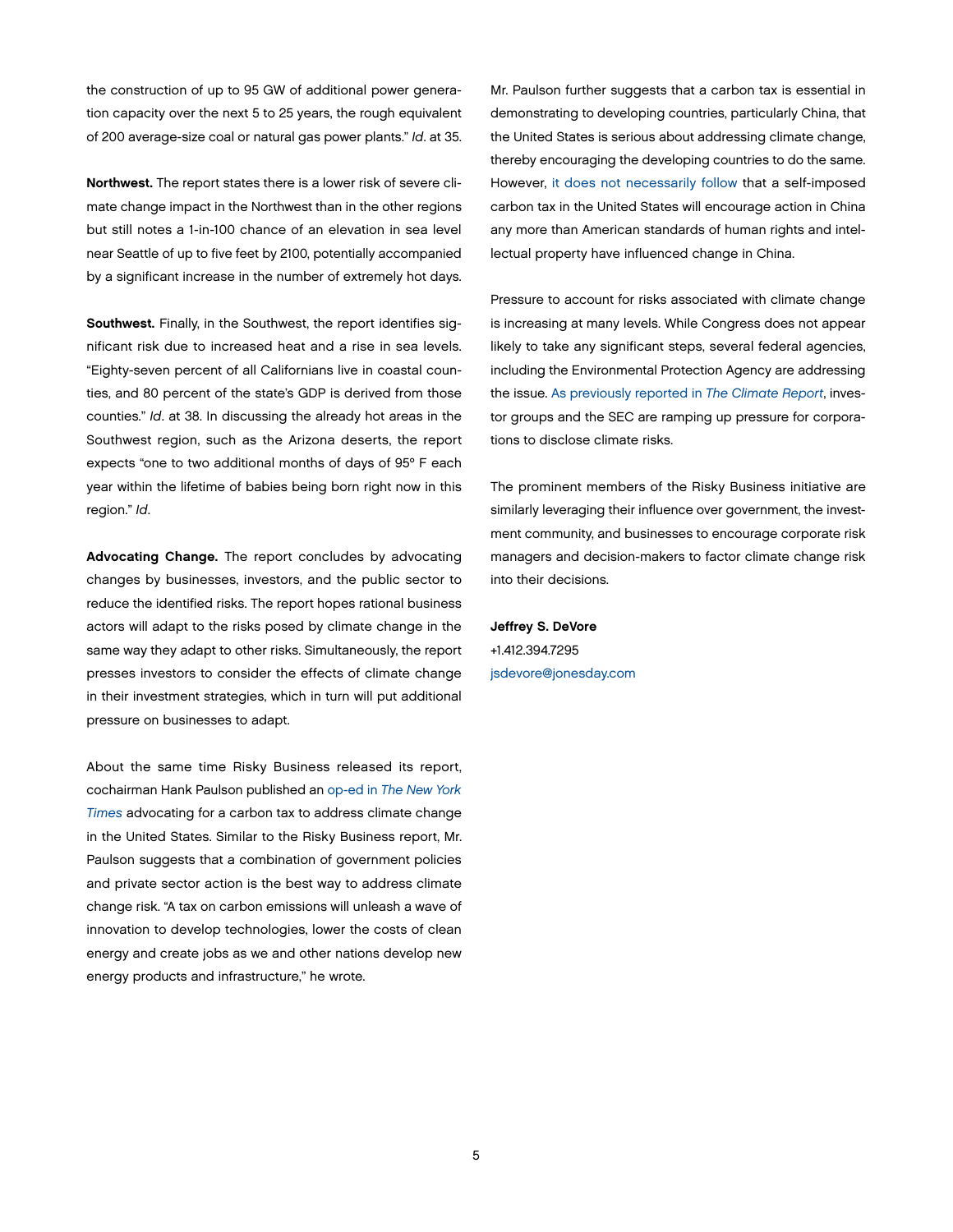the construction of up to 95 GW of additional power generation capacity over the next 5 to 25 years, the rough equivalent of 200 average-size coal or natural gas power plants." *Id*. at 35.

**Northwest.** The report states there is a lower risk of severe climate change impact in the Northwest than in the other regions but still notes a 1-in-100 chance of an elevation in sea level near Seattle of up to five feet by 2100, potentially accompanied by a significant increase in the number of extremely hot days.

**Southwest.** Finally, in the Southwest, the report identifies significant risk due to increased heat and a rise in sea levels. "Eighty-seven percent of all Californians live in coastal counties, and 80 percent of the state's GDP is derived from those counties." *Id*. at 38. In discussing the already hot areas in the Southwest region, such as the Arizona deserts, the report expects "one to two additional months of days of 95° F each year within the lifetime of babies being born right now in this region." *Id*.

**Advocating Change.** The report concludes by advocating changes by businesses, investors, and the public sector to reduce the identified risks. The report hopes rational business actors will adapt to the risks posed by climate change in the same way they adapt to other risks. Simultaneously, the report presses investors to consider the effects of climate change in their investment strategies, which in turn will put additional pressure on businesses to adapt.

About the same time Risky Business released its report, cochairman Hank Paulson published an op-ed in *The New York Times* advocating for a carbon tax to address climate change in the United States. Similar to the Risky Business report, Mr. Paulson suggests that a combination of government policies and private sector action is the best way to address climate change risk. "A tax on carbon emissions will unleash a wave of innovation to develop technologies, lower the costs of clean energy and create jobs as we and other nations develop new energy products and infrastructure," he wrote.

Mr. Paulson further suggests that a carbon tax is essential in demonstrating to developing countries, particularly China, that the United States is serious about addressing climate change, thereby encouraging the developing countries to do the same. However, it does not necessarily follow that a self-imposed carbon tax in the United States will encourage action in China any more than American standards of human rights and intellectual property have influenced change in China.

Pressure to account for risks associated with climate change is increasing at many levels. While Congress does not appear likely to take any significant steps, several federal agencies, including the Environmental Protection Agency are addressing the issue. As previously reported in *The Climate Report*, investor groups and the SEC are ramping up pressure for corporations to disclose climate risks.

The prominent members of the Risky Business initiative are similarly leveraging their influence over government, the investment community, and businesses to encourage corporate risk managers and decision-makers to factor climate change risk into their decisions.

**Jeffrey S. DeVore**
+1.412.394.7295
jsdevore@jonesday.com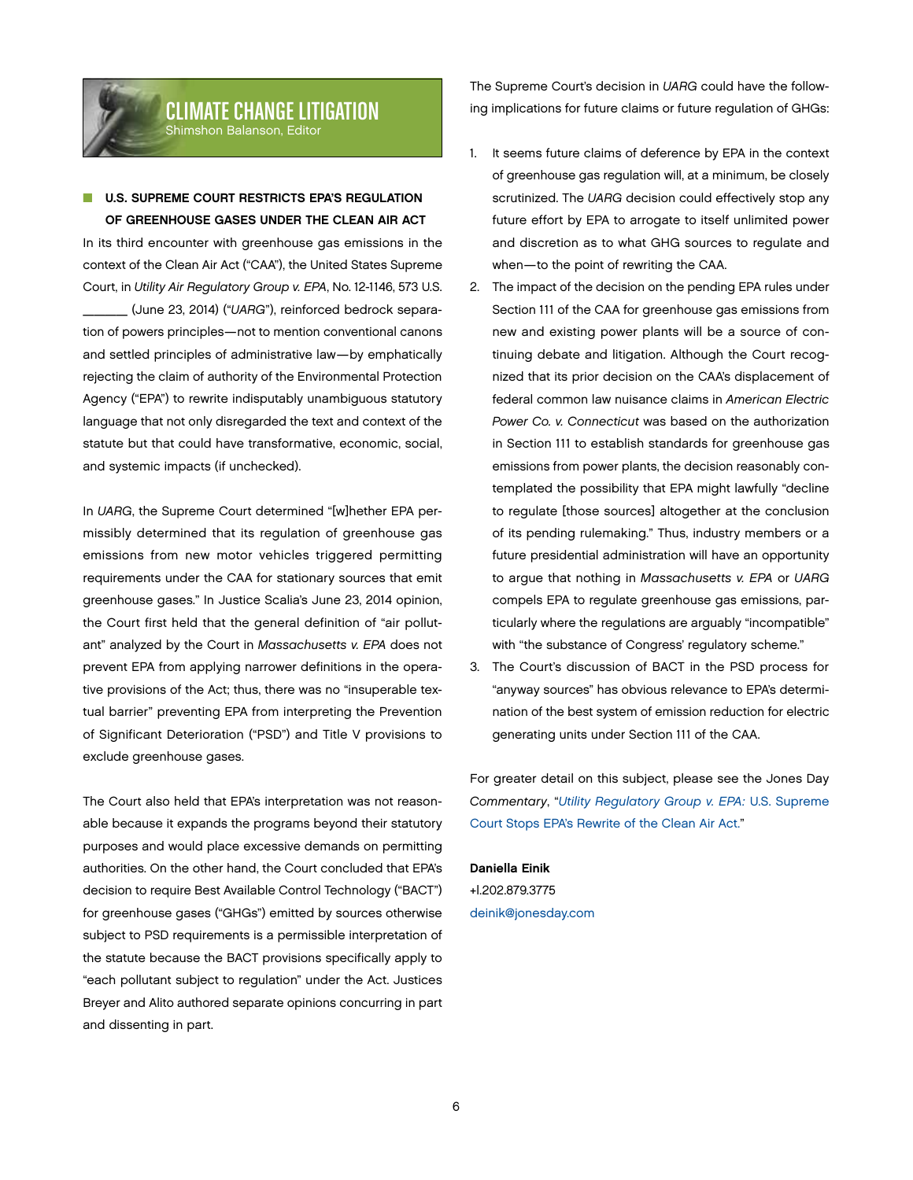## CLIMATE CHANGE LITIGATION
Shimshon Balanson, Editor

### U.S. SUPREME COURT RESTRICTS EPA'S REGULATION OF GREENHOUSE GASES UNDER THE CLEAN AIR ACT

In its third encounter with greenhouse gas emissions in the context of the Clean Air Act ("CAA"), the United States Supreme Court, in *Utility Air Regulatory Group v. EPA*, No. 12-1146, 573 U.S. _______ (June 23, 2014) ("*UARG*"), reinforced bedrock separation of powers principles—not to mention conventional canons and settled principles of administrative law—by emphatically rejecting the claim of authority of the Environmental Protection Agency ("EPA") to rewrite indisputably unambiguous statutory language that not only disregarded the text and context of the statute but that could have transformative, economic, social, and systemic impacts (if unchecked).

In *UARG*, the Supreme Court determined "[w]hether EPA permissibly determined that its regulation of greenhouse gas emissions from new motor vehicles triggered permitting requirements under the CAA for stationary sources that emit greenhouse gases." In Justice Scalia's June 23, 2014 opinion, the Court first held that the general definition of "air pollutant" analyzed by the Court in *Massachusetts v. EPA* does not prevent EPA from applying narrower definitions in the operative provisions of the Act; thus, there was no "insuperable textual barrier" preventing EPA from interpreting the Prevention of Significant Deterioration ("PSD") and Title V provisions to exclude greenhouse gases.

The Court also held that EPA's interpretation was not reasonable because it expands the programs beyond their statutory purposes and would place excessive demands on permitting authorities. On the other hand, the Court concluded that EPA's decision to require Best Available Control Technology ("BACT") for greenhouse gases ("GHGs") emitted by sources otherwise subject to PSD requirements is a permissible interpretation of the statute because the BACT provisions specifically apply to "each pollutant subject to regulation" under the Act. Justices Breyer and Alito authored separate opinions concurring in part and dissenting in part.

The Supreme Court's decision in *UARG* could have the following implications for future claims or future regulation of GHGs:

1. It seems future claims of deference by EPA in the context of greenhouse gas regulation will, at a minimum, be closely scrutinized. The *UARG* decision could effectively stop any future effort by EPA to arrogate to itself unlimited power and discretion as to what GHG sources to regulate and when—to the point of rewriting the CAA.
2. The impact of the decision on the pending EPA rules under Section 111 of the CAA for greenhouse gas emissions from new and existing power plants will be a source of continuing debate and litigation. Although the Court recognized that its prior decision on the CAA's displacement of federal common law nuisance claims in *American Electric Power Co. v. Connecticut* was based on the authorization in Section 111 to establish standards for greenhouse gas emissions from power plants, the decision reasonably contemplated the possibility that EPA might lawfully "decline to regulate [those sources] altogether at the conclusion of its pending rulemaking." Thus, industry members or a future presidential administration will have an opportunity to argue that nothing in *Massachusetts v. EPA* or *UARG* compels EPA to regulate greenhouse gas emissions, particularly where the regulations are arguably "incompatible" with "the substance of Congress' regulatory scheme."
3. The Court's discussion of BACT in the PSD process for "anyway sources" has obvious relevance to EPA's determination of the best system of emission reduction for electric generating units under Section 111 of the CAA.

For greater detail on this subject, please see the Jones Day *Commentary*, "*Utility Regulatory Group v. EPA:* U.S. Supreme Court Stops EPA's Rewrite of the Clean Air Act."

**Daniella Einik**
+1.202.879.3775
deinik@jonesday.com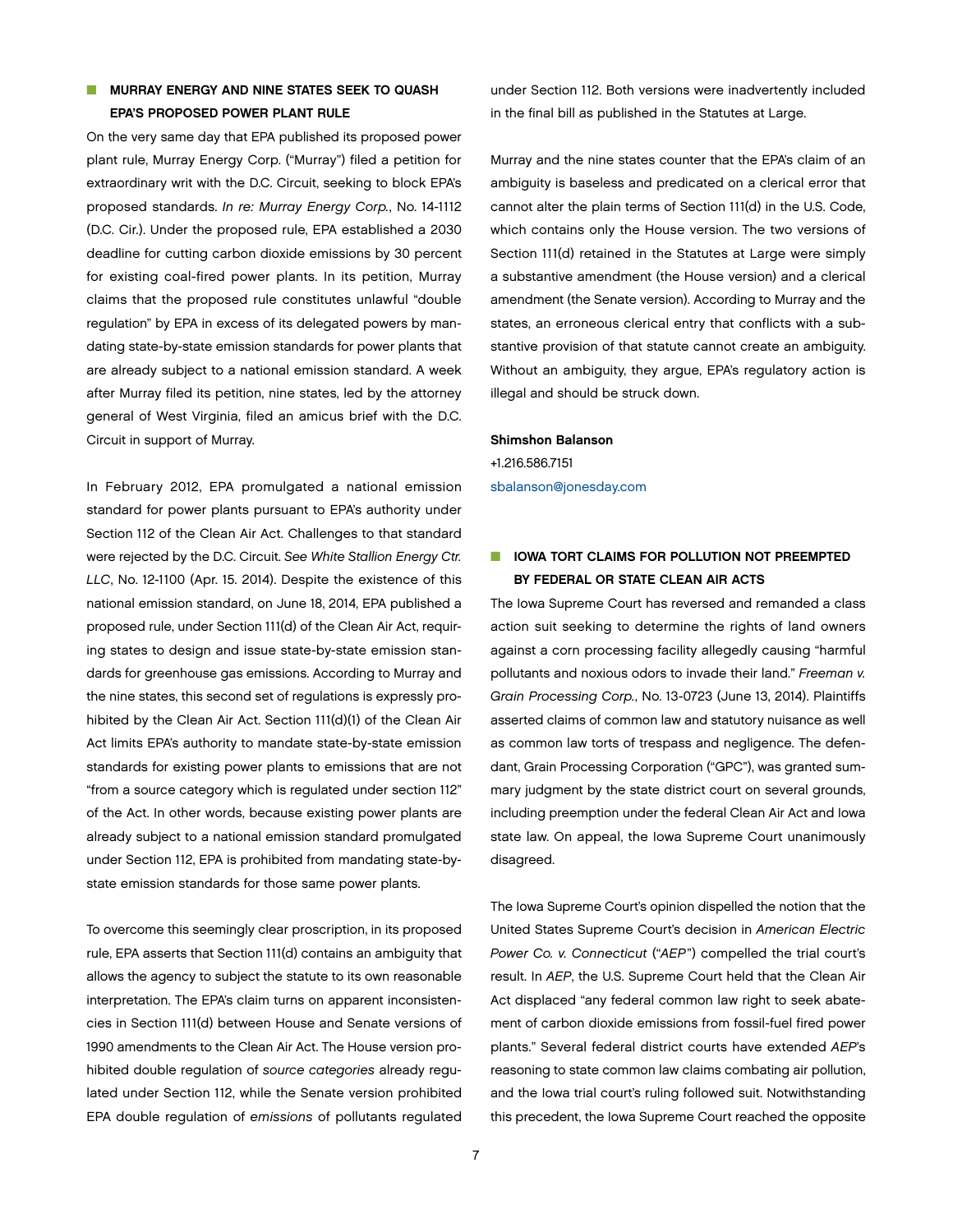## MURRAY ENERGY AND NINE STATES SEEK TO QUASH EPA'S PROPOSED POWER PLANT RULE

On the very same day that EPA published its proposed power plant rule, Murray Energy Corp. ("Murray") filed a petition for extraordinary writ with the D.C. Circuit, seeking to block EPA's proposed standards. *In re: Murray Energy Corp.*, No. 14-1112 (D.C. Cir.). Under the proposed rule, EPA established a 2030 deadline for cutting carbon dioxide emissions by 30 percent for existing coal-fired power plants. In its petition, Murray claims that the proposed rule constitutes unlawful "double regulation" by EPA in excess of its delegated powers by mandating state-by-state emission standards for power plants that are already subject to a national emission standard. A week after Murray filed its petition, nine states, led by the attorney general of West Virginia, filed an amicus brief with the D.C. Circuit in support of Murray.

In February 2012, EPA promulgated a national emission standard for power plants pursuant to EPA's authority under Section 112 of the Clean Air Act. Challenges to that standard were rejected by the D.C. Circuit. *See White Stallion Energy Ctr. LLC*, No. 12-1100 (Apr. 15. 2014). Despite the existence of this national emission standard, on June 18, 2014, EPA published a proposed rule, under Section 111(d) of the Clean Air Act, requiring states to design and issue state-by-state emission standards for greenhouse gas emissions. According to Murray and the nine states, this second set of regulations is expressly prohibited by the Clean Air Act. Section 111(d)(1) of the Clean Air Act limits EPA's authority to mandate state-by-state emission standards for existing power plants to emissions that are not "from a source category which is regulated under section 112" of the Act. In other words, because existing power plants are already subject to a national emission standard promulgated under Section 112, EPA is prohibited from mandating state-by-state emission standards for those same power plants.

To overcome this seemingly clear proscription, in its proposed rule, EPA asserts that Section 111(d) contains an ambiguity that allows the agency to subject the statute to its own reasonable interpretation. The EPA's claim turns on apparent inconsistencies in Section 111(d) between House and Senate versions of 1990 amendments to the Clean Air Act. The House version prohibited double regulation of *source categories* already regulated under Section 112, while the Senate version prohibited EPA double regulation of *emissions* of pollutants regulated under Section 112. Both versions were inadvertently included in the final bill as published in the Statutes at Large.

Murray and the nine states counter that the EPA's claim of an ambiguity is baseless and predicated on a clerical error that cannot alter the plain terms of Section 111(d) in the U.S. Code, which contains only the House version. The two versions of Section 111(d) retained in the Statutes at Large were simply a substantive amendment (the House version) and a clerical amendment (the Senate version). According to Murray and the states, an erroneous clerical entry that conflicts with a substantive provision of that statute cannot create an ambiguity. Without an ambiguity, they argue, EPA's regulatory action is illegal and should be struck down.

**Shimshon Balanson**
+1.216.586.7151
sbalanson@jonesday.com

## IOWA TORT CLAIMS FOR POLLUTION NOT PREEMPTED BY FEDERAL OR STATE CLEAN AIR ACTS

The Iowa Supreme Court has reversed and remanded a class action suit seeking to determine the rights of land owners against a corn processing facility allegedly causing "harmful pollutants and noxious odors to invade their land." *Freeman v. Grain Processing Corp.*, No. 13-0723 (June 13, 2014). Plaintiffs asserted claims of common law and statutory nuisance as well as common law torts of trespass and negligence. The defendant, Grain Processing Corporation ("GPC"), was granted summary judgment by the state district court on several grounds, including preemption under the federal Clean Air Act and Iowa state law. On appeal, the Iowa Supreme Court unanimously disagreed.

The Iowa Supreme Court's opinion dispelled the notion that the United States Supreme Court's decision in *American Electric Power Co. v. Connecticut* ("*AEP*") compelled the trial court's result. In *AEP*, the U.S. Supreme Court held that the Clean Air Act displaced "any federal common law right to seek abatement of carbon dioxide emissions from fossil-fuel fired power plants." Several federal district courts have extended *AEP*'s reasoning to state common law claims combating air pollution, and the Iowa trial court's ruling followed suit. Notwithstanding this precedent, the Iowa Supreme Court reached the opposite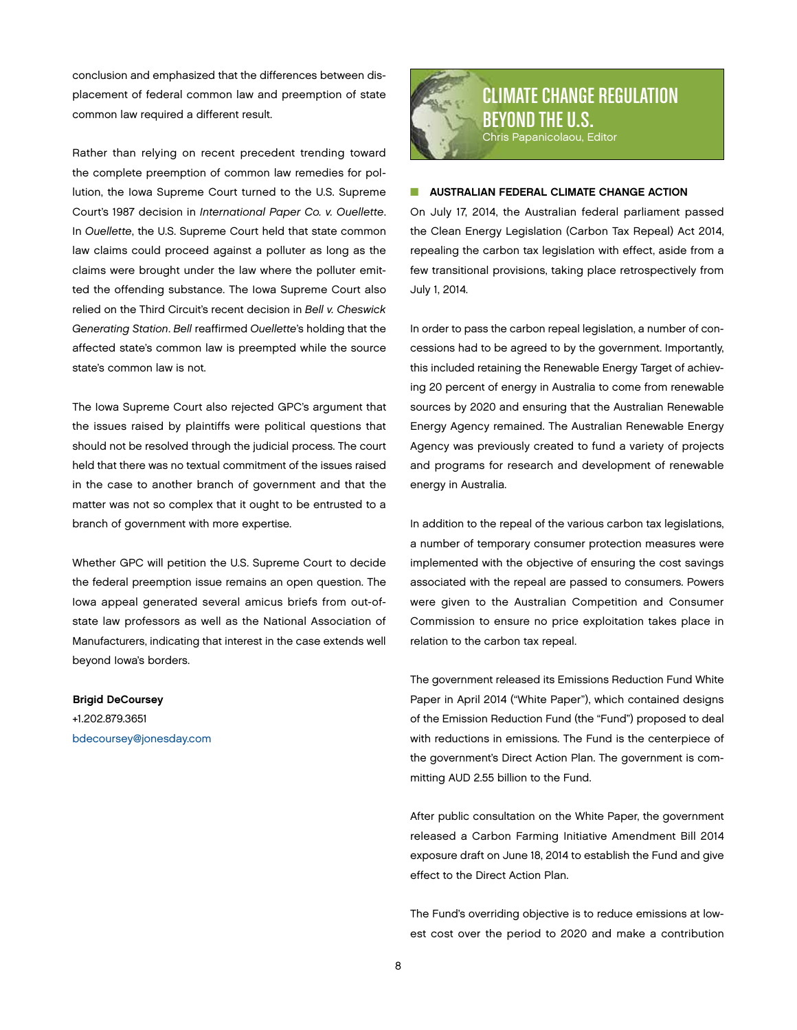conclusion and emphasized that the differences between displacement of federal common law and preemption of state common law required a different result.

Rather than relying on recent precedent trending toward the complete preemption of common law remedies for pollution, the Iowa Supreme Court turned to the U.S. Supreme Court's 1987 decision in *International Paper Co. v. Ouellette*. In *Ouellette*, the U.S. Supreme Court held that state common law claims could proceed against a polluter as long as the claims were brought under the law where the polluter emitted the offending substance. The Iowa Supreme Court also relied on the Third Circuit's recent decision in *Bell v. Cheswick Generating Station*. *Bell* reaffirmed *Ouellette*'s holding that the affected state's common law is preempted while the source state's common law is not.

The Iowa Supreme Court also rejected GPC's argument that the issues raised by plaintiffs were political questions that should not be resolved through the judicial process. The court held that there was no textual commitment of the issues raised in the case to another branch of government and that the matter was not so complex that it ought to be entrusted to a branch of government with more expertise.

Whether GPC will petition the U.S. Supreme Court to decide the federal preemption issue remains an open question. The Iowa appeal generated several amicus briefs from out-of-state law professors as well as the National Association of Manufacturers, indicating that interest in the case extends well beyond Iowa's borders.

**Brigid DeCoursey**
+1.202.879.3651
bdecoursey@jonesday.com

## CLIMATE CHANGE REGULATION BEYOND THE U.S.

Chris Papanicolaou, Editor

### AUSTRALIAN FEDERAL CLIMATE CHANGE ACTION

On July 17, 2014, the Australian federal parliament passed the Clean Energy Legislation (Carbon Tax Repeal) Act 2014, repealing the carbon tax legislation with effect, aside from a few transitional provisions, taking place retrospectively from July 1, 2014.

In order to pass the carbon repeal legislation, a number of concessions had to be agreed to by the government. Importantly, this included retaining the Renewable Energy Target of achieving 20 percent of energy in Australia to come from renewable sources by 2020 and ensuring that the Australian Renewable Energy Agency remained. The Australian Renewable Energy Agency was previously created to fund a variety of projects and programs for research and development of renewable energy in Australia.

In addition to the repeal of the various carbon tax legislations, a number of temporary consumer protection measures were implemented with the objective of ensuring the cost savings associated with the repeal are passed to consumers. Powers were given to the Australian Competition and Consumer Commission to ensure no price exploitation takes place in relation to the carbon tax repeal.

The government released its Emissions Reduction Fund White Paper in April 2014 ("White Paper"), which contained designs of the Emission Reduction Fund (the "Fund") proposed to deal with reductions in emissions. The Fund is the centerpiece of the government's Direct Action Plan. The government is committing AUD 2.55 billion to the Fund.

After public consultation on the White Paper, the government released a Carbon Farming Initiative Amendment Bill 2014 exposure draft on June 18, 2014 to establish the Fund and give effect to the Direct Action Plan.

The Fund's overriding objective is to reduce emissions at lowest cost over the period to 2020 and make a contribution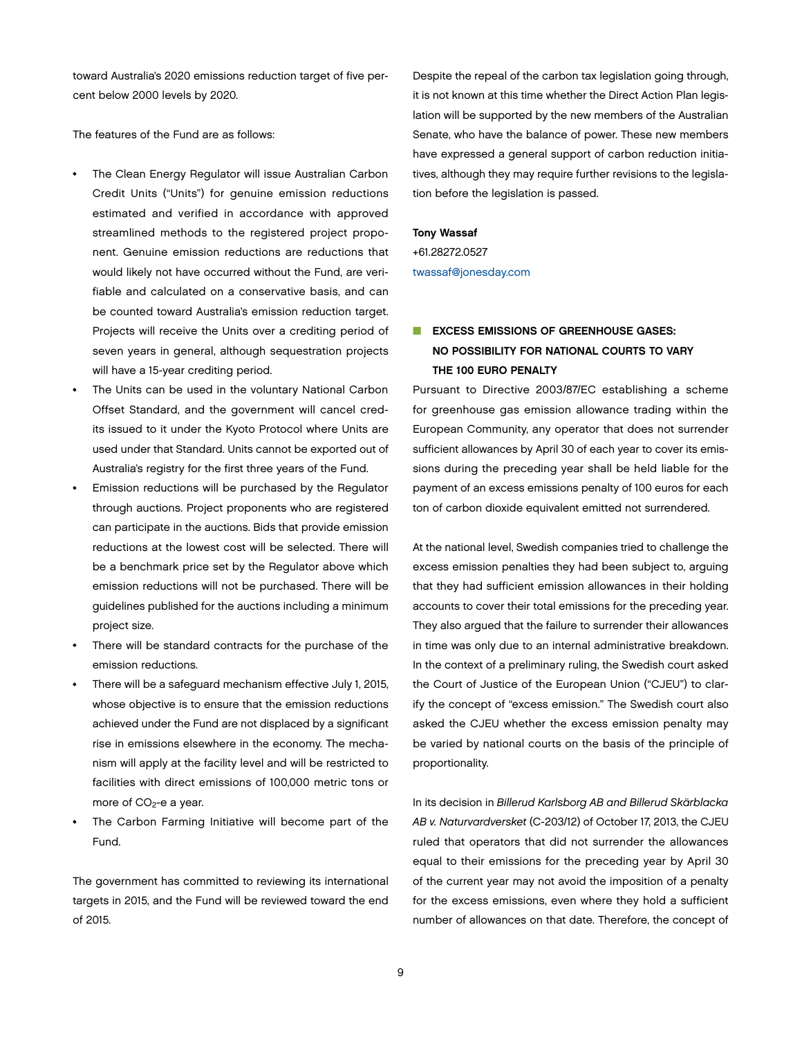toward Australia's 2020 emissions reduction target of five percent below 2000 levels by 2020.

The features of the Fund are as follows:

- The Clean Energy Regulator will issue Australian Carbon Credit Units ("Units") for genuine emission reductions estimated and verified in accordance with approved streamlined methods to the registered project proponent. Genuine emission reductions are reductions that would likely not have occurred without the Fund, are verifiable and calculated on a conservative basis, and can be counted toward Australia's emission reduction target. Projects will receive the Units over a crediting period of seven years in general, although sequestration projects will have a 15-year crediting period.
- The Units can be used in the voluntary National Carbon Offset Standard, and the government will cancel credits issued to it under the Kyoto Protocol where Units are used under that Standard. Units cannot be exported out of Australia's registry for the first three years of the Fund.
- Emission reductions will be purchased by the Regulator through auctions. Project proponents who are registered can participate in the auctions. Bids that provide emission reductions at the lowest cost will be selected. There will be a benchmark price set by the Regulator above which emission reductions will not be purchased. There will be guidelines published for the auctions including a minimum project size.
- There will be standard contracts for the purchase of the emission reductions.
- There will be a safeguard mechanism effective July 1, 2015, whose objective is to ensure that the emission reductions achieved under the Fund are not displaced by a significant rise in emissions elsewhere in the economy. The mechanism will apply at the facility level and will be restricted to facilities with direct emissions of 100,000 metric tons or more of $CO_2$-e a year.
- The Carbon Farming Initiative will become part of the Fund.

The government has committed to reviewing its international targets in 2015, and the Fund will be reviewed toward the end of 2015.

Despite the repeal of the carbon tax legislation going through, it is not known at this time whether the Direct Action Plan legislation will be supported by the new members of the Australian Senate, who have the balance of power. These new members have expressed a general support of carbon reduction initiatives, although they may require further revisions to the legislation before the legislation is passed.

**Tony Wassaf**
+61.28272.0527
twassaf@jonesday.com

## EXCESS EMISSIONS OF GREENHOUSE GASES: NO POSSIBILITY FOR NATIONAL COURTS TO VARY THE 100 EURO PENALTY

Pursuant to Directive 2003/87/EC establishing a scheme for greenhouse gas emission allowance trading within the European Community, any operator that does not surrender sufficient allowances by April 30 of each year to cover its emissions during the preceding year shall be held liable for the payment of an excess emissions penalty of 100 euros for each ton of carbon dioxide equivalent emitted not surrendered.

At the national level, Swedish companies tried to challenge the excess emission penalties they had been subject to, arguing that they had sufficient emission allowances in their holding accounts to cover their total emissions for the preceding year. They also argued that the failure to surrender their allowances in time was only due to an internal administrative breakdown. In the context of a preliminary ruling, the Swedish court asked the Court of Justice of the European Union ("CJEU") to clarify the concept of "excess emission." The Swedish court also asked the CJEU whether the excess emission penalty may be varied by national courts on the basis of the principle of proportionality.

In its decision in *Billerud Karlsborg AB and Billerud Skärblacka AB v. Naturvardverket* (C-203/12) of October 17, 2013, the CJEU ruled that operators that did not surrender the allowances equal to their emissions for the preceding year by April 30 of the current year may not avoid the imposition of a penalty for the excess emissions, even where they hold a sufficient number of allowances on that date. Therefore, the concept of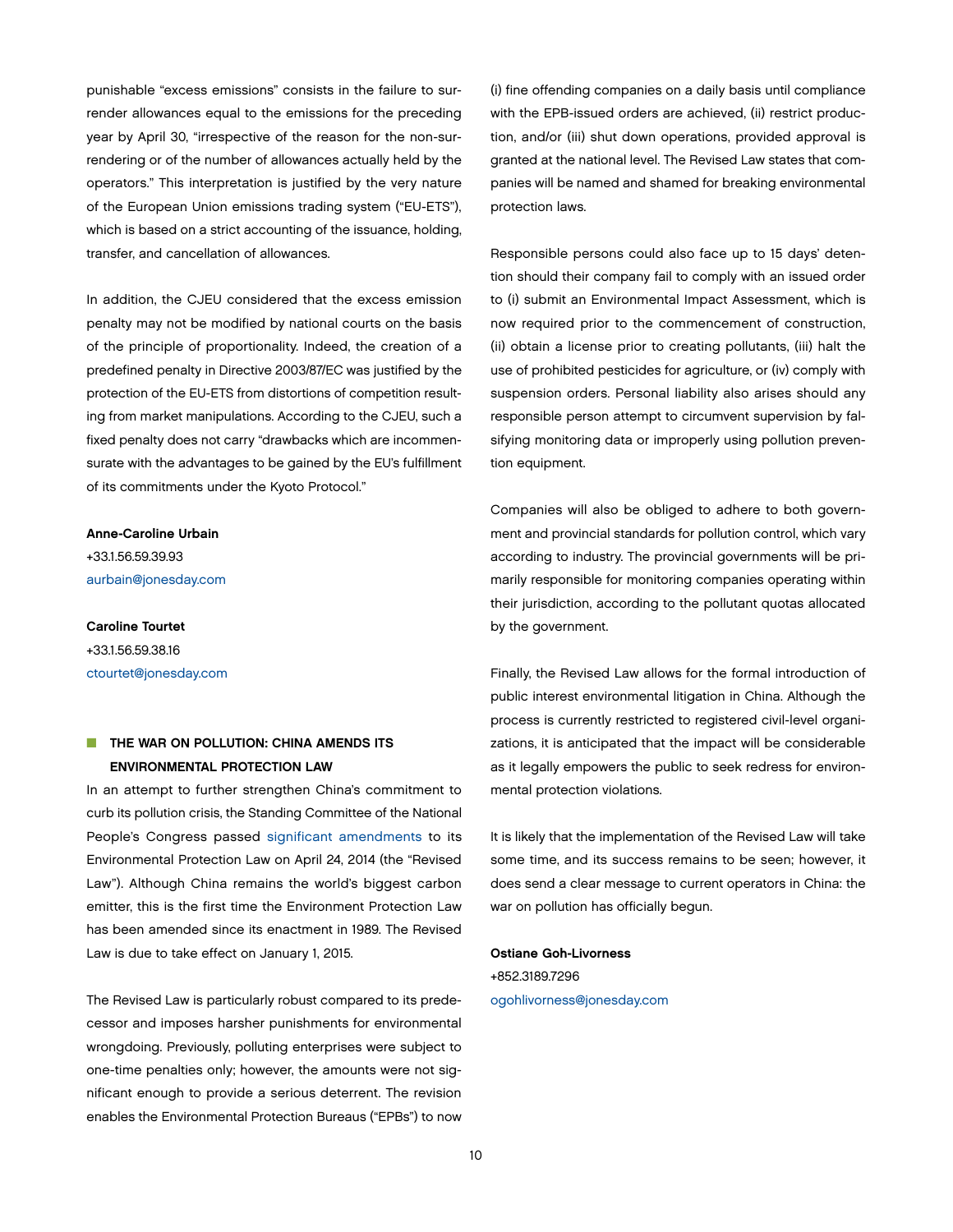punishable "excess emissions" consists in the failure to surrender allowances equal to the emissions for the preceding year by April 30, "irrespective of the reason for the non-surrendering or of the number of allowances actually held by the operators." This interpretation is justified by the very nature of the European Union emissions trading system ("EU-ETS"), which is based on a strict accounting of the issuance, holding, transfer, and cancellation of allowances.

In addition, the CJEU considered that the excess emission penalty may not be modified by national courts on the basis of the principle of proportionality. Indeed, the creation of a predefined penalty in Directive 2003/87/EC was justified by the protection of the EU-ETS from distortions of competition resulting from market manipulations. According to the CJEU, such a fixed penalty does not carry "drawbacks which are incommensurate with the advantages to be gained by the EU's fulfillment of its commitments under the Kyoto Protocol."

**Anne-Caroline Urbain**
+33.1.56.59.39.93
aurbain@jonesday.com

**Caroline Tourtet**
+33.1.56.59.38.16
ctourtet@jonesday.com

## THE WAR ON POLLUTION: CHINA AMENDS ITS ENVIRONMENTAL PROTECTION LAW

In an attempt to further strengthen China's commitment to curb its pollution crisis, the Standing Committee of the National People's Congress passed significant amendments to its Environmental Protection Law on April 24, 2014 (the "Revised Law"). Although China remains the world's biggest carbon emitter, this is the first time the Environment Protection Law has been amended since its enactment in 1989. The Revised Law is due to take effect on January 1, 2015.

The Revised Law is particularly robust compared to its predecessor and imposes harsher punishments for environmental wrongdoing. Previously, polluting enterprises were subject to one-time penalties only; however, the amounts were not significant enough to provide a serious deterrent. The revision enables the Environmental Protection Bureaus ("EPBs") to now (i) fine offending companies on a daily basis until compliance with the EPB-issued orders are achieved, (ii) restrict production, and/or (iii) shut down operations, provided approval is granted at the national level. The Revised Law states that companies will be named and shamed for breaking environmental protection laws.

Responsible persons could also face up to 15 days' detention should their company fail to comply with an issued order to (i) submit an Environmental Impact Assessment, which is now required prior to the commencement of construction, (ii) obtain a license prior to creating pollutants, (iii) halt the use of prohibited pesticides for agriculture, or (iv) comply with suspension orders. Personal liability also arises should any responsible person attempt to circumvent supervision by falsifying monitoring data or improperly using pollution prevention equipment.

Companies will also be obliged to adhere to both government and provincial standards for pollution control, which vary according to industry. The provincial governments will be primarily responsible for monitoring companies operating within their jurisdiction, according to the pollutant quotas allocated by the government.

Finally, the Revised Law allows for the formal introduction of public interest environmental litigation in China. Although the process is currently restricted to registered civil-level organizations, it is anticipated that the impact will be considerable as it legally empowers the public to seek redress for environmental protection violations.

It is likely that the implementation of the Revised Law will take some time, and its success remains to be seen; however, it does send a clear message to current operators in China: the war on pollution has officially begun.

**Ostiane Goh-Livorness**
+852.3189.7296
ogohlivorness@jonesday.com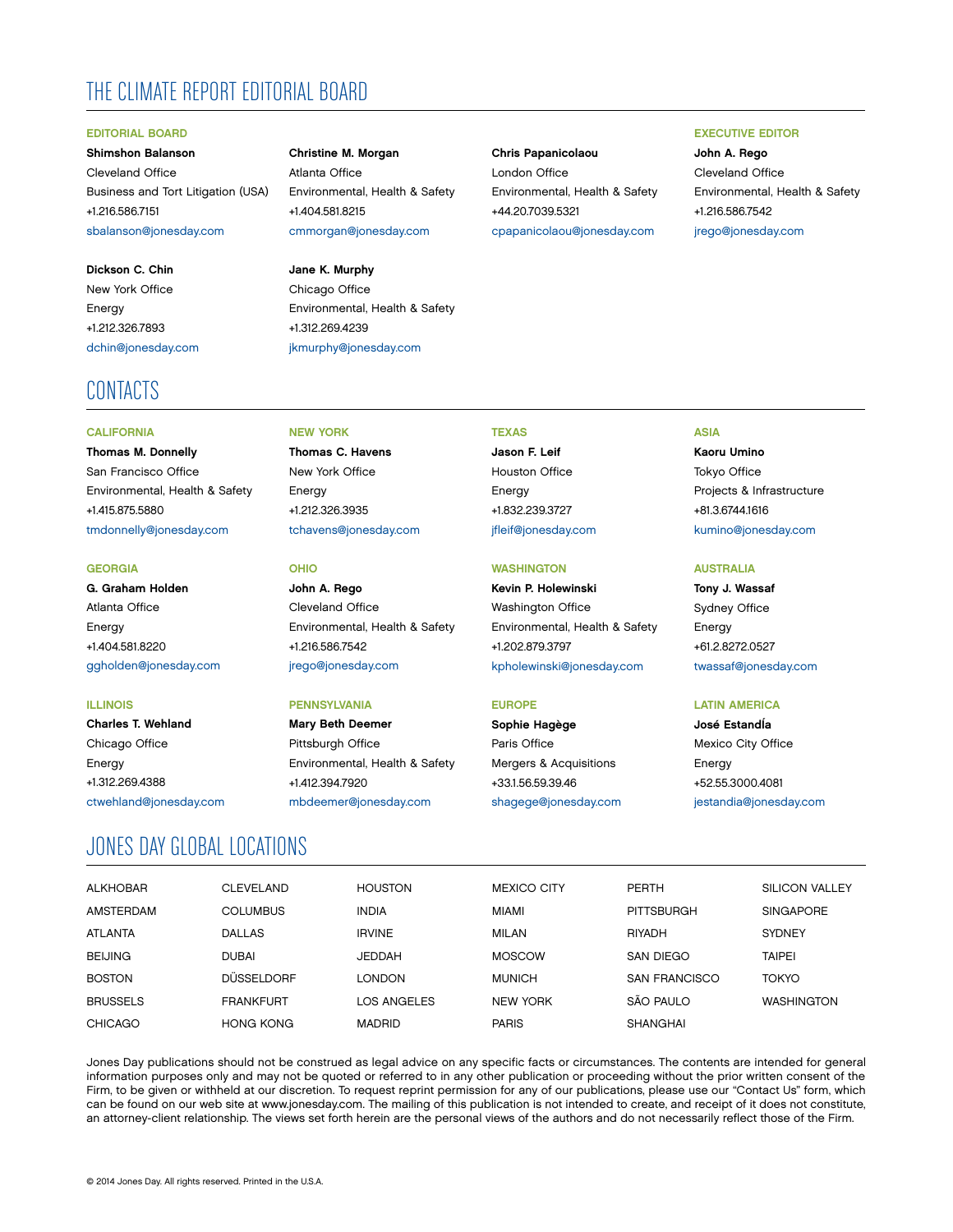## THE CLIMATE REPORT EDITORIAL BOARD

**EDITORIAL BOARD**

**Shimshon Balanson**
Cleveland Office
Business and Tort Litigation (USA)
+1.216.586.7151
sbalanson@jonesday.com

**Dickson C. Chin**
New York Office
Energy
+1.212.326.7893
dchin@jonesday.com

**Christine M. Morgan**
Atlanta Office
Environmental, Health & Safety
+1.404.581.8215
cmmorgan@jonesday.com

**Jane K. Murphy**
Chicago Office
Environmental, Health & Safety
+1.312.269.4239
jkmurphy@jonesday.com

**Chris Papanicolaou**
London Office
Environmental, Health & Safety
+44.20.7039.5321
cpapanicolaou@jonesday.com

**EXECUTIVE EDITOR**

**John A. Rego**
Cleveland Office
Environmental, Health & Safety
+1.216.586.7542
jrego@jonesday.com

## CONTACTS

**CALIFORNIA**

**Thomas M. Donnelly**
San Francisco Office
Environmental, Health & Safety
+1.415.875.5880
tmdonnelly@jonesday.com

**GEORGIA**

**G. Graham Holden**
Atlanta Office
Energy
+1.404.581.8220
ggholden@jonesday.com

**ILLINOIS**

**Charles T. Wehland**
Chicago Office
Energy
+1.312.269.4388
ctwehland@jonesday.com

**NEW YORK**

**Thomas C. Havens**
New York Office
Energy
+1.212.326.3935
tchavens@jonesday.com

**OHIO**

**John A. Rego**
Cleveland Office
Environmental, Health & Safety
+1.216.586.7542
jrego@jonesday.com

**PENNSYLVANIA**

**Mary Beth Deemer**
Pittsburgh Office
Environmental, Health & Safety
+1.412.394.7920
mbdeemer@jonesday.com

**TEXAS**

**Jason F. Leif**
Houston Office
Energy
+1.832.239.3727
jfleif@jonesday.com

**WASHINGTON**

**Kevin P. Holewinski**
Washington Office
Environmental, Health & Safety
+1.202.879.3797
kpholewinski@jonesday.com

**EUROPE**

**Sophie Hagège**
Paris Office
Mergers & Acquisitions
+33.1.56.59.39.46
shagege@jonesday.com

**ASIA**

**Kaoru Umino**
Tokyo Office
Projects & Infrastructure
+81.3.6744.1616
kumino@jonesday.com

**AUSTRALIA**

**Tony J. Wassaf**
Sydney Office
Energy
+61.2.8272.0527
twassaf@jonesday.com

**LATIN AMERICA**

**José Estandía**
Mexico City Office
Energy
+52.55.3000.4081
jestandia@jonesday.com

## JONES DAY GLOBAL LOCATIONS

ALKHOBAR
AMSTERDAM
ATLANTA
BEIJING
BOSTON
BRUSSELS
CHICAGO
CLEVELAND
COLUMBUS
DALLAS
DUBAI
DÜSSELDORF
FRANKFURT
HONG KONG
HOUSTON
INDIA
IRVINE
JEDDAH
LONDON
LOS ANGELES
MADRID
MEXICO CITY
MIAMI
MILAN
MOSCOW
MUNICH
NEW YORK
PARIS
PERTH
PITTSBURGH
RIYADH
SAN DIEGO
SAN FRANCISCO
SÃO PAULO
SHANGHAI
SILICON VALLEY
SINGAPORE
SYDNEY
TAIPEI
TOKYO
WASHINGTON

Jones Day publications should not be construed as legal advice on any specific facts or circumstances. The contents are intended for general information purposes only and may not be quoted or referred to in any other publication or proceeding without the prior written consent of the Firm, to be given or withheld at our discretion. To request reprint permission for any of our publications, please use our "Contact Us" form, which can be found on our web site at www.jonesday.com. The mailing of this publication is not intended to create, and receipt of it does not constitute, an attorney-client relationship. The views set forth herein are the personal views of the authors and do not necessarily reflect those of the Firm.

© 2014 Jones Day. All rights reserved. Printed in the U.S.A.